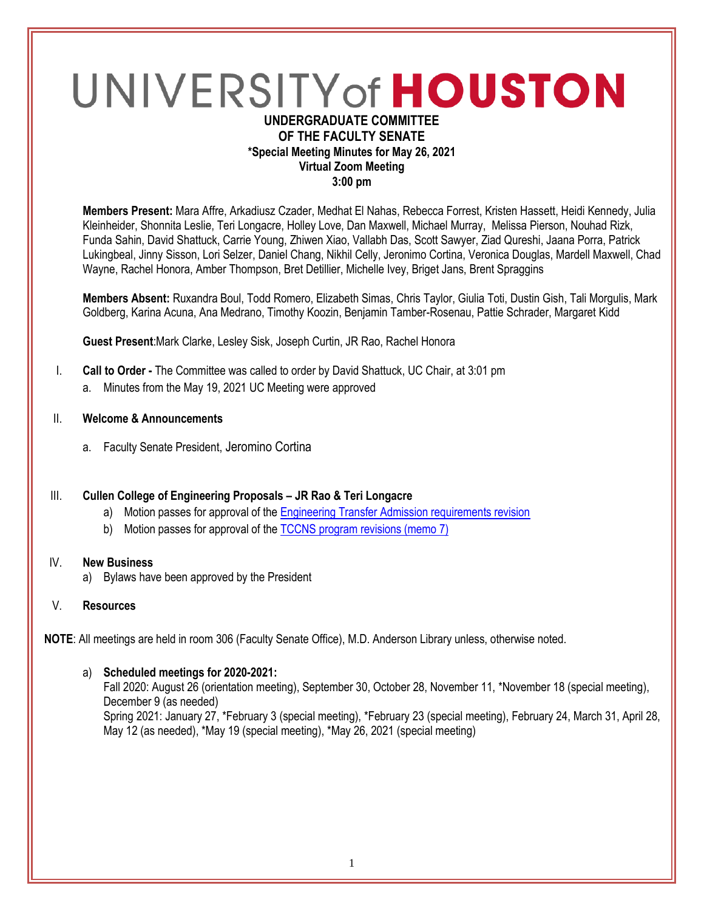# UNIVERSITY of HOUSTON

## UNDERGRADUATE COMMITTEE OF THE FACULTY SENATE
### *Special Meeting Minutes for May 26, 2021
### Virtual Zoom Meeting
### 3:00 pm

**Members Present:** Mara Affre, Arkadiusz Czader, Medhat El Nahas, Rebecca Forrest, Kristen Hassett, Heidi Kennedy, Julia Kleinheider, Shonnita Leslie, Teri Longacre, Holley Love, Dan Maxwell, Michael Murray, Melissa Pierson, Nouhad Rizk, Funda Sahin, David Shattuck, Carrie Young, Zhiwen Xiao, Vallabh Das, Scott Sawyer, Ziad Qureshi, Jaana Porra, Patrick Lukingbeal, Jinny Sisson, Lori Selzer, Daniel Chang, Nikhil Celly, Jeronimo Cortina, Veronica Douglas, Mardell Maxwell, Chad Wayne, Rachel Honora, Amber Thompson, Bret Detillier, Michelle Ivey, Briget Jans, Brent Spraggins

**Members Absent:** Ruxandra Boul, Todd Romero, Elizabeth Simas, Chris Taylor, Giulia Toti, Dustin Gish, Tali Morgulis, Mark Goldberg, Karina Acuna, Ana Medrano, Timothy Koozin, Benjamin Tamber-Rosenau, Pattie Schrader, Margaret Kidd

**Guest Present**:Mark Clarke, Lesley Sisk, Joseph Curtin, JR Rao, Rachel Honora

I. **Call to Order -** The Committee was called to order by David Shattuck, UC Chair, at 3:01 pm
   a. Minutes from the May 19, 2021 UC Meeting were approved

II. **Welcome & Announcements**
   a. Faculty Senate President, Jeromino Cortina

III. **Cullen College of Engineering Proposals – JR Rao & Teri Longacre**
   a) Motion passes for approval of the Engineering Transfer Admission requirements revision
   b) Motion passes for approval of the TCCNS program revisions (memo 7)

IV. **New Business**
   a) Bylaws have been approved by the President

V. **Resources**

**NOTE**: All meetings are held in room 306 (Faculty Senate Office), M.D. Anderson Library unless, otherwise noted.

a) **Scheduled meetings for 2020-2021:**
Fall 2020: August 26 (orientation meeting), September 30, October 28, November 11, *November 18 (special meeting), December 9 (as needed)
Spring 2021: January 27, *February 3 (special meeting), *February 23 (special meeting), February 24, March 31, April 28, May 12 (as needed), *May 19 (special meeting), *May 26, 2021 (special meeting)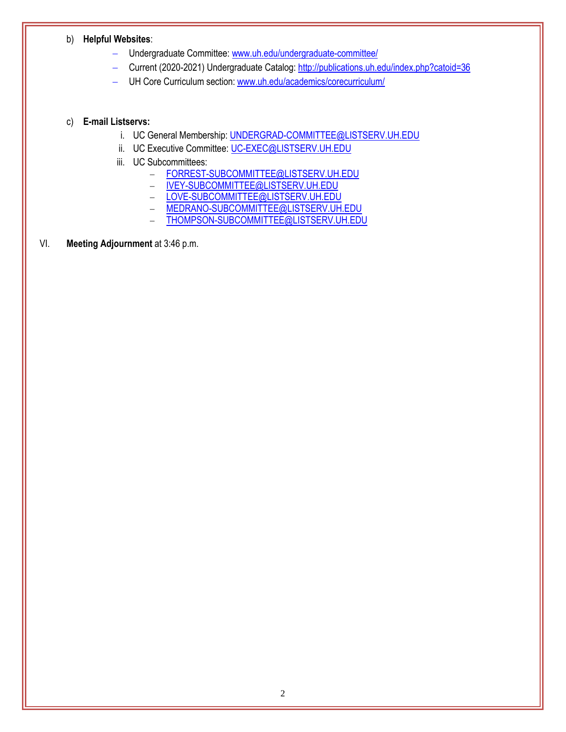b) **Helpful Websites**:

- Undergraduate Committee: www.uh.edu/undergraduate-committee/
- Current (2020-2021) Undergraduate Catalog: http://publications.uh.edu/index.php?catoid=36
- UH Core Curriculum section: www.uh.edu/academics/corecurriculum/

c) **E-mail Listservs:**

i. UC General Membership: UNDERGRAD-COMMITTEE@LISTSERV.UH.EDU

ii. UC Executive Committee: UC-EXEC@LISTSERV.UH.EDU

iii. UC Subcommittees:

- FORREST-SUBCOMMITTEE@LISTSERV.UH.EDU
- IVEY-SUBCOMMITTEE@LISTSERV.UH.EDU
- LOVE-SUBCOMMITTEE@LISTSERV.UH.EDU
- MEDRANO-SUBCOMMITTEE@LISTSERV.UH.EDU
- THOMPSON-SUBCOMMITTEE@LISTSERV.UH.EDU

VI. **Meeting Adjournment** at 3:46 p.m.